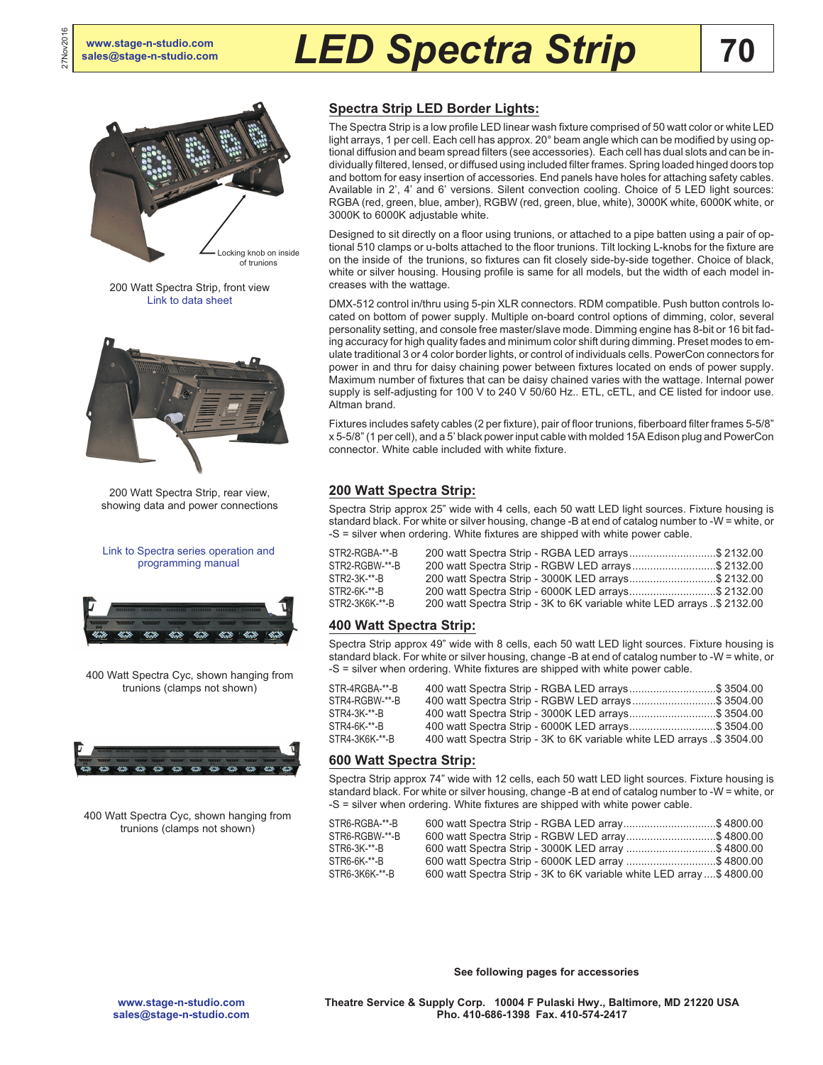# LED Spectra Strip

Locking knob on inside of trunions

200 Watt Spectra Strip, front view
Link to data sheet

200 Watt Spectra Strip, rear view, showing data and power connections

Link to Spectra series operation and programming manual

400 Watt Spectra Cyc, shown hanging from trunions (clamps not shown)

400 Watt Spectra Cyc, shown hanging from trunions (clamps not shown)

## Spectra Strip LED Border Lights:

The Spectra Strip is a low profile LED linear wash fixture comprised of 50 watt color or white LED light arrays, 1 per cell. Each cell has approx. 20° beam angle which can be modified by using optional diffusion and beam spread filters (see accessories). Each cell has dual slots and can be individually filtered, lensed, or diffused using included filter frames. Spring loaded hinged doors top and bottom for easy insertion of accessories. End panels have holes for attaching safety cables. Available in 2', 4' and 6' versions. Silent convection cooling. Choice of 5 LED light sources: RGBA (red, green, blue, amber), RGBW (red, green, blue, white), 3000K white, 6000K white, or 3000K to 6000K adjustable white.

Designed to sit directly on a floor using trunions, or attached to a pipe batten using a pair of optional 510 clamps or u-bolts attached to the floor trunions. Tilt locking L-knobs for the fixture are on the inside of the trunions, so fixtures can fit closely side-by-side together. Choice of black, white or silver housing. Housing profile is same for all models, but the width of each model increases with the wattage.

DMX-512 control in/thru using 5-pin XLR connectors. RDM compatible. Push button controls located on bottom of power supply. Multiple on-board control options of dimming, color, several personality setting, and console free master/slave mode. Dimming engine has 8-bit or 16 bit fading accuracy for high quality fades and minimum color shift during dimming. Preset modes to emulate traditional 3 or 4 color border lights, or control of individuals cells. PowerCon connectors for power in and thru for daisy chaining power between fixtures located on ends of power supply. Maximum number of fixtures that can be daisy chained varies with the wattage. Internal power supply is self-adjusting for 100 V to 240 V 50/60 Hz.. ETL, cETL, and CE listed for indoor use. Altman brand.

Fixtures includes safety cables (2 per fixture), pair of floor trunions, fiberboard filter frames 5-5/8" x 5-5/8" (1 per cell), and a 5' black power input cable with molded 15A Edison plug and PowerCon connector. White cable included with white fixture.

## 200 Watt Spectra Strip:

Spectra Strip approx 25" wide with 4 cells, each 50 watt LED light sources. Fixture housing is standard black. For white or silver housing, change -B at end of catalog number to -W = white, or -S = silver when ordering. White fixtures are shipped with white power cable.

| | | |
|---|---|---|
| STR2-RGBA-**-B | 200 watt Spectra Strip - RGBA LED arrays | $ 2132.00 |
| STR2-RGBW-**-B | 200 watt Spectra Strip - RGBW LED arrays | $ 2132.00 |
| STR2-3K-**-B | 200 watt Spectra Strip - 3000K LED arrays | $ 2132.00 |
| STR2-6K-**-B | 200 watt Spectra Strip - 6000K LED arrays | $ 2132.00 |
| STR2-3K6K-**-B | 200 watt Spectra Strip - 3K to 6K variable white LED arrays | $ 2132.00 |

## 400 Watt Spectra Strip:

Spectra Strip approx 49" wide with 8 cells, each 50 watt LED light sources. Fixture housing is standard black. For white or silver housing, change -B at end of catalog number to -W = white, or -S = silver when ordering. White fixtures are shipped with white power cable.

| | | |
|---|---|---|
| STR-4RGBA-**-B | 400 watt Spectra Strip - RGBA LED arrays | $ 3504.00 |
| STR4-RGBW-**-B | 400 watt Spectra Strip - RGBW LED arrays | $ 3504.00 |
| STR4-3K-**-B | 400 watt Spectra Strip - 3000K LED arrays | $ 3504.00 |
| STR4-6K-**-B | 400 watt Spectra Strip - 6000K LED arrays | $ 3504.00 |
| STR4-3K6K-**-B | 400 watt Spectra Strip - 3K to 6K variable white LED arrays | $ 3504.00 |

## 600 Watt Spectra Strip:

Spectra Strip approx 74" wide with 12 cells, each 50 watt LED light sources. Fixture housing is standard black. For white or silver housing, change -B at end of catalog number to -W = white, or -S = silver when ordering. White fixtures are shipped with white power cable.

| | | |
|---|---|---|
| STR6-RGBA-**-B | 600 watt Spectra Strip - RGBA LED array | $ 4800.00 |
| STR6-RGBW-**-B | 600 watt Spectra Strip - RGBW LED array | $ 4800.00 |
| STR6-3K-**-B | 600 watt Spectra Strip - 3000K LED array | $ 4800.00 |
| STR6-6K-**-B | 600 watt Spectra Strip - 6000K LED array | $ 4800.00 |
| STR6-3K6K-**-B | 600 watt Spectra Strip - 3K to 6K variable white LED array | $ 4800.00 |

**See following pages for accessories**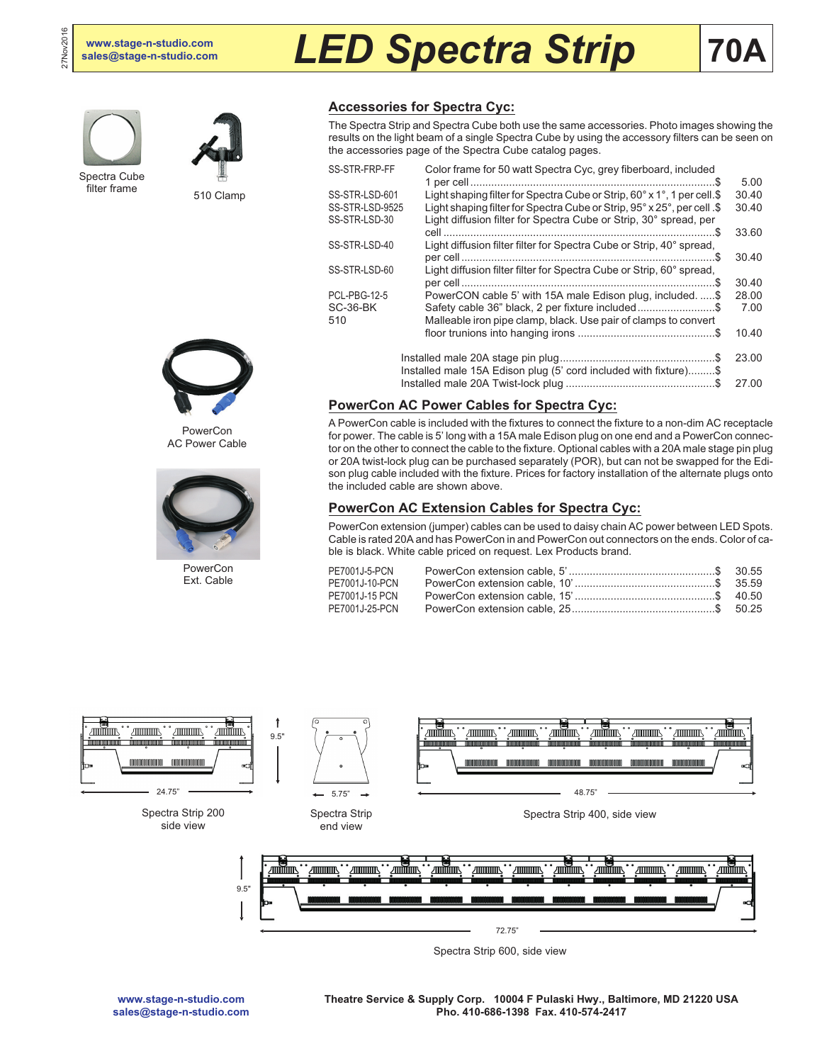// LED Spectra Strip 70A

## Accessories for Spectra Cyc:

The Spectra Strip and Spectra Cube both use the same accessories. Photo images showing the results on the light beam of a single Spectra Cube by using the accessory filters can be seen on the accessories page of the Spectra Cube catalog pages.

| | | |
|---|---|---|
| SS-STR-FRP-FF | Color frame for 50 watt Spectra Cyc, grey fiberboard, included 1 per cell $ | 5.00 |
| SS-STR-LSD-601 | Light shaping filter for Spectra Cube or Strip, 60° x 1°, 1 per cell $ | 30.40 |
| SS-STR-LSD-9525 | Light shaping filter for Spectra Cube or Strip, 95° x 25°, per cell $ | 30.40 |
| SS-STR-LSD-30 | Light diffusion filter for Spectra Cube or Strip, 30° spread, per cell $ | 33.60 |
| SS-STR-LSD-40 | Light diffusion filter filter for Spectra Cube or Strip, 40° spread, per cell $ | 30.40 |
| SS-STR-LSD-60 | Light diffusion filter filter for Spectra Cube or Strip, 60° spread, per cell $ | 30.40 |
| PCL-PBG-12-5 | PowerCON cable 5' with 15A male Edison plug, included. $ | 28.00 |
| SC-36-BK | Safety cable 36" black, 2 per fixture included $ | 7.00 |
| 510 | Malleable iron pipe clamp, black. Use pair of clamps to convert floor trunions into hanging irons $ | 10.40 |
| | Installed male 20A stage pin plug $ | 23.00 |
| | Installed male 15A Edison plug (5' cord included with fixture) $ | |
| | Installed male 20A Twist-lock plug $ | 27.00 |

Spectra Cube filter frame

510 Clamp

## PowerCon AC Power Cables for Spectra Cyc:

A PowerCon cable is included with the fixtures to connect the fixture to a non-dim AC receptacle for power. The cable is 5' long with a 15A male Edison plug on one end and a PowerCon connector on the other to connect the cable to the fixture. Optional cables with a 20A male stage pin plug or 20A twist-lock plug can be purchased separately (POR), but can not be swapped for the Edison plug cable included with the fixture. Prices for factory installation of the alternate plugs onto the included cable are shown above.

PowerCon AC Power Cable

## PowerCon AC Extension Cables for Spectra Cyc:

PowerCon extension (jumper) cables can be used to daisy chain AC power between LED Spots. Cable is rated 20A and has PowerCon in and PowerCon out connectors on the ends. Color of cable is black. White cable priced on request. Lex Products brand.

| | | |
|---|---|---|
| PE7001J-5-PCN | PowerCon extension cable, 5' $ | 30.55 |
| PE7001J-10-PCN | PowerCon extension cable, 10' $ | 35.59 |
| PE7001J-15 PCN | PowerCon extension cable, 15' $ | 40.50 |
| PE7001J-25-PCN | PowerCon extension cable, 25 $ | 50.25 |

PowerCon Ext. Cable

24.75"

Spectra Strip 200 side view

9.5"

5.75"

Spectra Strip end view

48.75"

Spectra Strip 400, side view

9.5"

72.75"

Spectra Strip 600, side view

Theatre Service & Supply Corp. 10004 F Pulaski Hwy., Baltimore, MD 21220 USA
Pho. 410-686-1398 Fax. 410-574-2417